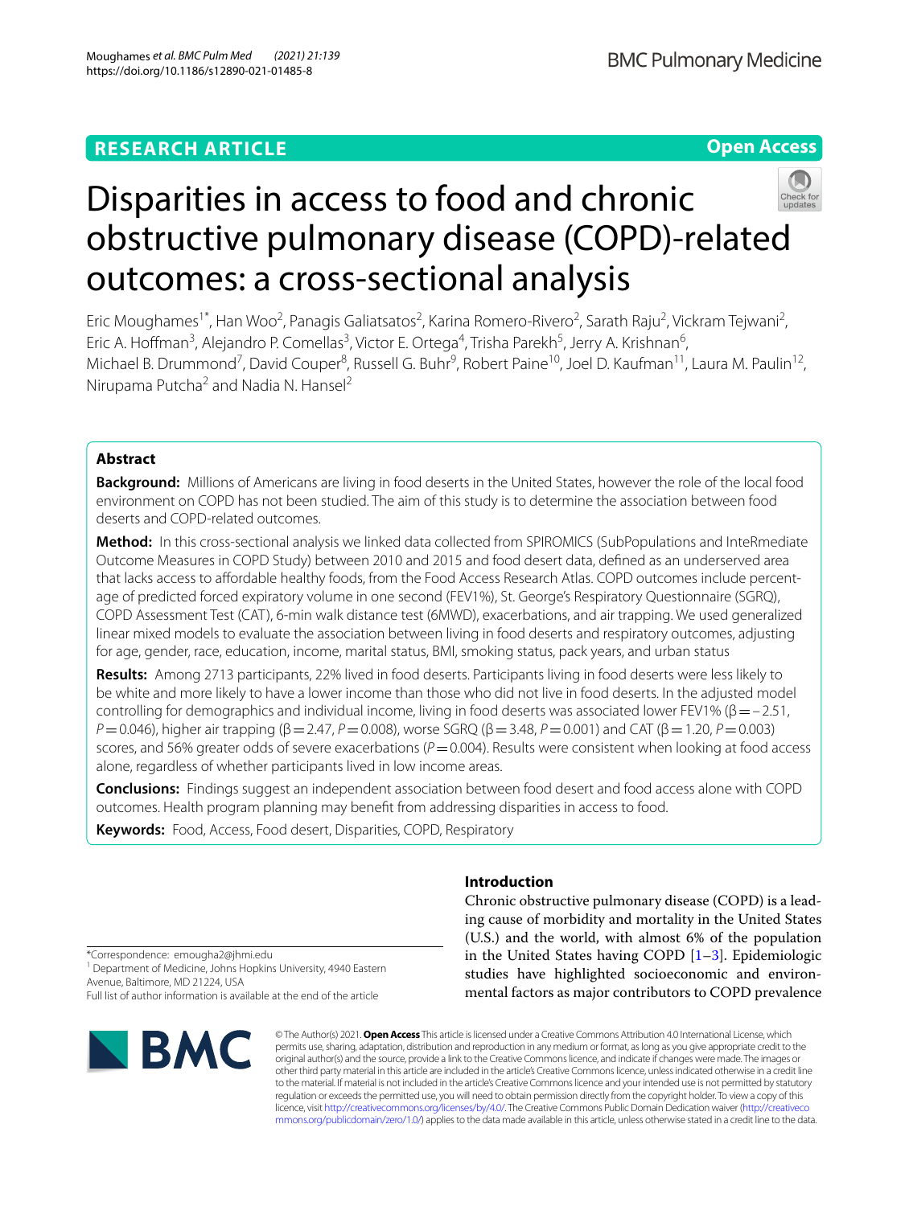RESEARCH ARTICLE

Open Access

# Disparities in access to food and chronic obstructive pulmonary disease (COPD)-related outcomes: a cross-sectional analysis

Eric Moughames[1*], Han Woo[2], Panagis Galiatsatos[2], Karina Romero-Rivero[2], Sarath Raju[2], Vickram Tejwani[2], Eric A. Hoffman[3], Alejandro P. Comellas[3], Victor E. Ortega[4], Trisha Parekh[5], Jerry A. Krishnan[6], Michael B. Drummond[7], David Couper[8], Russell G. Buhr[9], Robert Paine[10], Joel D. Kaufman[11], Laura M. Paulin[12], Nirupama Putcha[2] and Nadia N. Hansel[2]

## Abstract

**Background:** Millions of Americans are living in food deserts in the United States, however the role of the local food environment on COPD has not been studied. The aim of this study is to determine the association between food deserts and COPD-related outcomes.

**Method:** In this cross-sectional analysis we linked data collected from SPIROMICS (SubPopulations and InteRmediate Outcome Measures in COPD Study) between 2010 and 2015 and food desert data, defined as an underserved area that lacks access to affordable healthy foods, from the Food Access Research Atlas. COPD outcomes include percentage of predicted forced expiratory volume in one second (FEV1%), St. George's Respiratory Questionnaire (SGRQ), COPD Assessment Test (CAT), 6-min walk distance test (6MWD), exacerbations, and air trapping. We used generalized linear mixed models to evaluate the association between living in food deserts and respiratory outcomes, adjusting for age, gender, race, education, income, marital status, BMI, smoking status, pack years, and urban status

**Results:** Among 2713 participants, 22% lived in food deserts. Participants living in food deserts were less likely to be white and more likely to have a lower income than those who did not live in food deserts. In the adjusted model controlling for demographics and individual income, living in food deserts was associated lower FEV1% ($\beta = -2.51$, $P = 0.046$), higher air trapping ($\beta = 2.47$, $P = 0.008$), worse SGRQ ($\beta = 3.48$, $P = 0.001$) and CAT ($\beta = 1.20$, $P = 0.003$) scores, and 56% greater odds of severe exacerbations ($P = 0.004$). Results were consistent when looking at food access alone, regardless of whether participants lived in low income areas.

**Conclusions:** Findings suggest an independent association between food desert and food access alone with COPD outcomes. Health program planning may benefit from addressing disparities in access to food.

**Keywords:** Food, Access, Food desert, Disparities, COPD, Respiratory

## Introduction

Chronic obstructive pulmonary disease (COPD) is a leading cause of morbidity and mortality in the United States (U.S.) and the world, with almost 6% of the population in the United States having COPD [1–3]. Epidemiologic studies have highlighted socioeconomic and environmental factors as major contributors to COPD prevalence

*Correspondence: emougha2@jhmi.edu
[1] Department of Medicine, Johns Hopkins University, 4940 Eastern Avenue, Baltimore, MD 21224, USA
Full list of author information is available at the end of the article

© The Author(s) 2021. **Open Access** This article is licensed under a Creative Commons Attribution 4.0 International License, which permits use, sharing, adaptation, distribution and reproduction in any medium or format, as long as you give appropriate credit to the original author(s) and the source, provide a link to the Creative Commons licence, and indicate if changes were made. The images or other third party material in this article are included in the article's Creative Commons licence, unless indicated otherwise in a credit line to the material. If material is not included in the article's Creative Commons licence and your intended use is not permitted by statutory regulation or exceeds the permitted use, you will need to obtain permission directly from the copyright holder. To view a copy of this licence, visit http://creativecommons.org/licenses/by/4.0/. The Creative Commons Public Domain Dedication waiver (http://creativecommons.org/publicdomain/zero/1.0/) applies to the data made available in this article, unless otherwise stated in a credit line to the data.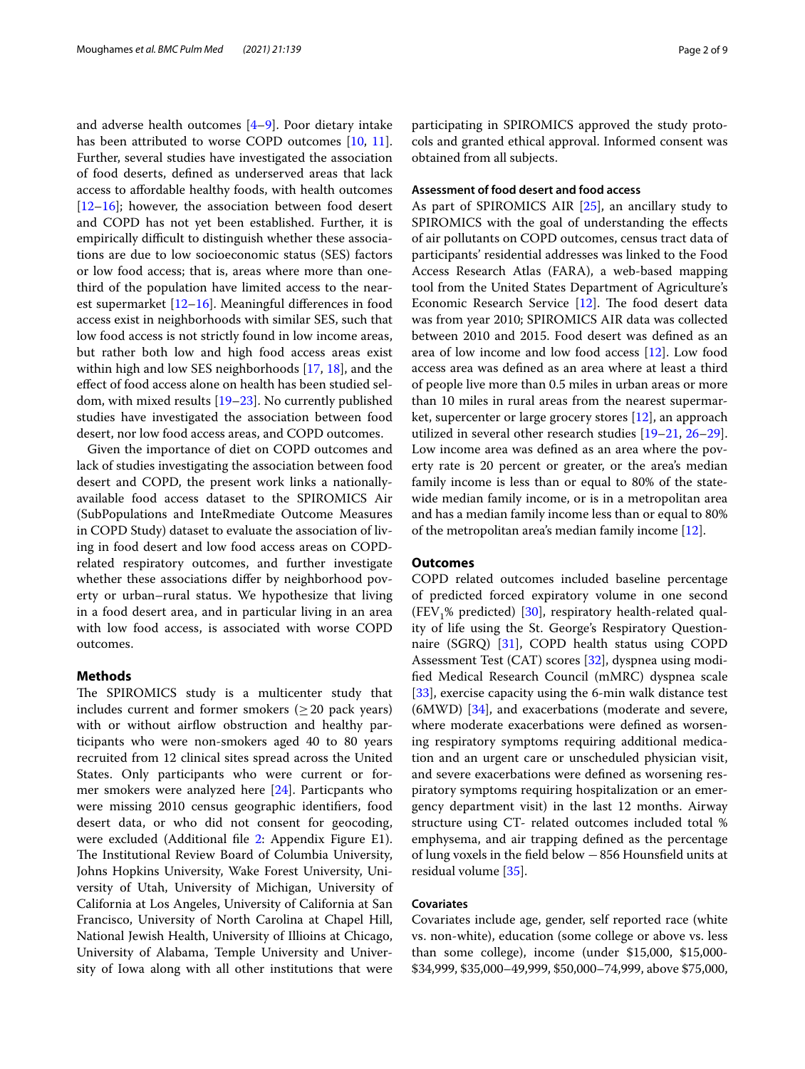and adverse health outcomes [4–9]. Poor dietary intake has been attributed to worse COPD outcomes [10, 11]. Further, several studies have investigated the association of food deserts, defined as underserved areas that lack access to affordable healthy foods, with health outcomes [12–16]; however, the association between food desert and COPD has not yet been established. Further, it is empirically difficult to distinguish whether these associations are due to low socioeconomic status (SES) factors or low food access; that is, areas where more than one-third of the population have limited access to the nearest supermarket [12–16]. Meaningful differences in food access exist in neighborhoods with similar SES, such that low food access is not strictly found in low income areas, but rather both low and high food access areas exist within high and low SES neighborhoods [17, 18], and the effect of food access alone on health has been studied seldom, with mixed results [19–23]. No currently published studies have investigated the association between food desert, nor low food access areas, and COPD outcomes.

Given the importance of diet on COPD outcomes and lack of studies investigating the association between food desert and COPD, the present work links a nationally-available food access dataset to the SPIROMICS Air (SubPopulations and InteRmediate Outcome Measures in COPD Study) dataset to evaluate the association of living in food desert and low food access areas on COPD-related respiratory outcomes, and further investigate whether these associations differ by neighborhood poverty or urban–rural status. We hypothesize that living in a food desert area, and in particular living in an area with low food access, is associated with worse COPD outcomes.

## Methods

The SPIROMICS study is a multicenter study that includes current and former smokers ($\geq$20 pack years) with or without airflow obstruction and healthy participants who were non-smokers aged 40 to 80 years recruited from 12 clinical sites spread across the United States. Only participants who were current or former smokers were analyzed here [24]. Particpants who were missing 2010 census geographic identifiers, food desert data, or who did not consent for geocoding, were excluded (Additional file 2: Appendix Figure E1). The Institutional Review Board of Columbia University, Johns Hopkins University, Wake Forest University, University of Utah, University of Michigan, University of California at Los Angeles, University of California at San Francisco, University of North Carolina at Chapel Hill, National Jewish Health, University of Illioins at Chicago, University of Alabama, Temple University and University of Iowa along with all other institutions that were participating in SPIROMICS approved the study protocols and granted ethical approval. Informed consent was obtained from all subjects.

### Assessment of food desert and food access

As part of SPIROMICS AIR [25], an ancillary study to SPIROMICS with the goal of understanding the effects of air pollutants on COPD outcomes, census tract data of participants' residential addresses was linked to the Food Access Research Atlas (FARA), a web-based mapping tool from the United States Department of Agriculture's Economic Research Service [12]. The food desert data was from year 2010; SPIROMICS AIR data was collected between 2010 and 2015. Food desert was defined as an area of low income and low food access [12]. Low food access area was defined as an area where at least a third of people live more than 0.5 miles in urban areas or more than 10 miles in rural areas from the nearest supermarket, supercenter or large grocery stores [12], an approach utilized in several other research studies [19–21, 26–29]. Low income area was defined as an area where the poverty rate is 20 percent or greater, or the area's median family income is less than or equal to 80% of the statewide median family income, or is in a metropolitan area and has a median family income less than or equal to 80% of the metropolitan area's median family income [12].

## Outcomes

COPD related outcomes included baseline percentage of predicted forced expiratory volume in one second ($FEV_1$% predicted) [30], respiratory health-related quality of life using the St. George's Respiratory Questionnaire (SGRQ) [31], COPD health status using COPD Assessment Test (CAT) scores [32], dyspnea using modified Medical Research Council (mMRC) dyspnea scale [33], exercise capacity using the 6-min walk distance test (6MWD) [34], and exacerbations (moderate and severe, where moderate exacerbations were defined as worsening respiratory symptoms requiring additional medication and an urgent care or unscheduled physician visit, and severe exacerbations were defined as worsening respiratory symptoms requiring hospitalization or an emergency department visit) in the last 12 months. Airway structure using CT- related outcomes included total % emphysema, and air trapping defined as the percentage of lung voxels in the field below −856 Hounsfield units at residual volume [35].

### Covariates

Covariates include age, gender, self reported race (white vs. non-white), education (some college or above vs. less than some college), income (under \$15,000, \$15,000-\$34,999, \$35,000–49,999, \$50,000–74,999, above \$75,000,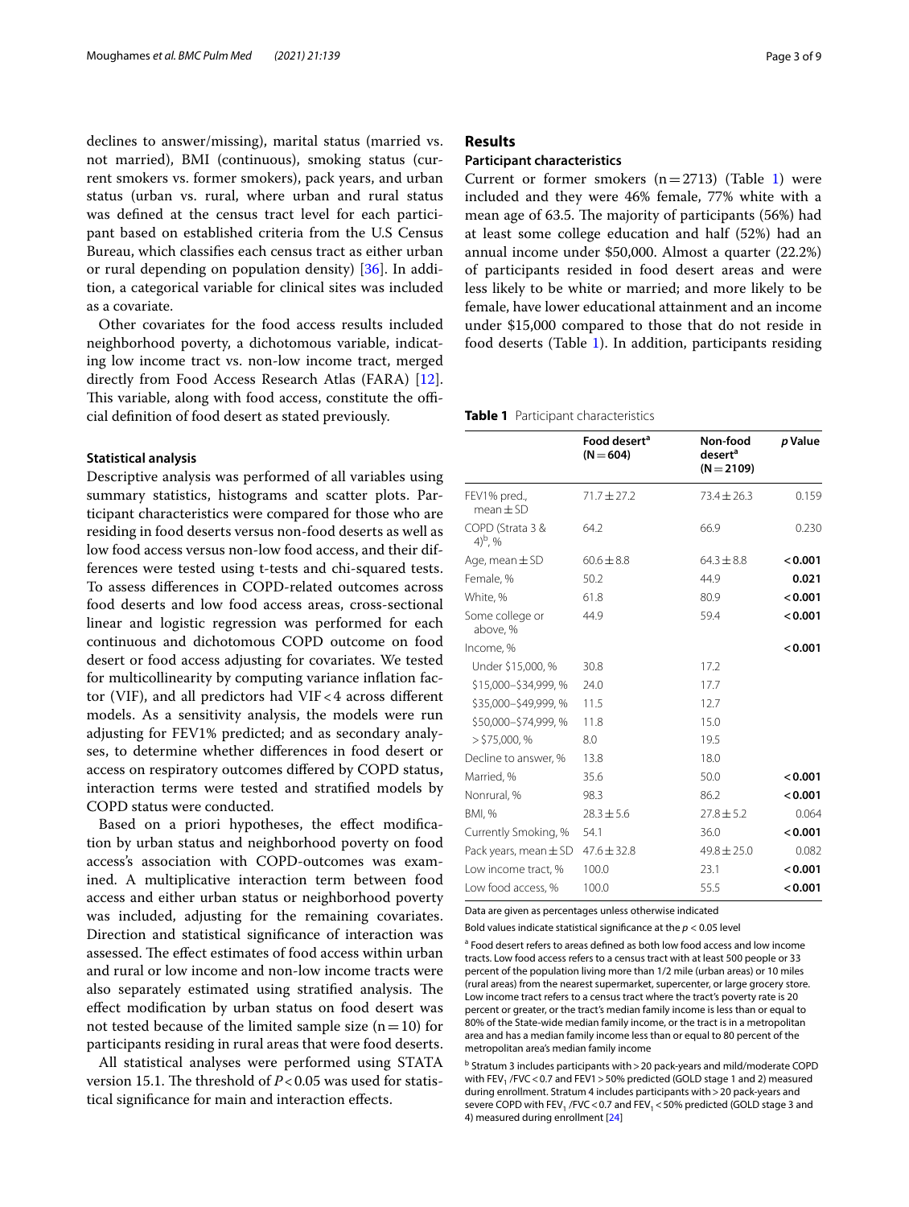declines to answer/missing), marital status (married vs. not married), BMI (continuous), smoking status (current smokers vs. former smokers), pack years, and urban status (urban vs. rural, where urban and rural status was defined at the census tract level for each participant based on established criteria from the U.S Census Bureau, which classifies each census tract as either urban or rural depending on population density) [36]. In addition, a categorical variable for clinical sites was included as a covariate.

Other covariates for the food access results included neighborhood poverty, a dichotomous variable, indicating low income tract vs. non-low income tract, merged directly from Food Access Research Atlas (FARA) [12]. This variable, along with food access, constitute the official definition of food desert as stated previously.

### Statistical analysis

Descriptive analysis was performed of all variables using summary statistics, histograms and scatter plots. Participant characteristics were compared for those who are residing in food deserts versus non-food deserts as well as low food access versus non-low food access, and their differences were tested using t-tests and chi-squared tests. To assess differences in COPD-related outcomes across food deserts and low food access areas, cross-sectional linear and logistic regression was performed for each continuous and dichotomous COPD outcome on food desert or food access adjusting for covariates. We tested for multicollinearity by computing variance inflation factor (VIF), and all predictors had VIF < 4 across different models. As a sensitivity analysis, the models were run adjusting for FEV1% predicted; and as secondary analyses, to determine whether differences in food desert or access on respiratory outcomes differed by COPD status, interaction terms were tested and stratified models by COPD status were conducted.

Based on a priori hypotheses, the effect modification by urban status and neighborhood poverty on food access's association with COPD-outcomes was examined. A multiplicative interaction term between food access and either urban status or neighborhood poverty was included, adjusting for the remaining covariates. Direction and statistical significance of interaction was assessed. The effect estimates of food access within urban and rural or low income and non-low income tracts were also separately estimated using stratified analysis. The effect modification by urban status on food desert was not tested because of the limited sample size ($n = 10$) for participants residing in rural areas that were food deserts.

All statistical analyses were performed using STATA version 15.1. The threshold of $P < 0.05$ was used for statistical significance for main and interaction effects.

## Results

### Participant characteristics

Current or former smokers ($n = 2713$) (Table 1) were included and they were 46% female, 77% white with a mean age of 63.5. The majority of participants (56%) had at least some college education and half (52%) had an annual income under $50,000. Almost a quarter (22.2%) of participants resided in food desert areas and were less likely to be white or married; and more likely to be female, have lower educational attainment and an income under $15,000 compared to those that do not reside in food deserts (Table 1). In addition, participants residing

**Table 1** Participant characteristics

| | Food desert[a] (N = 604) | Non-food desert[a] (N = 2109) | *p* Value |
|---|---|---|---|
| FEV1% pred., mean ± SD | 71.7 ± 27.2 | 73.4 ± 26.3 | 0.159 |
| COPD (Strata 3 & 4)[b], % | 64.2 | 66.9 | 0.230 |
| Age, mean ± SD | 60.6 ± 8.8 | 64.3 ± 8.8 | **< 0.001** |
| Female, % | 50.2 | 44.9 | **0.021** |
| White, % | 61.8 | 80.9 | **< 0.001** |
| Some college or above, % | 44.9 | 59.4 | **< 0.001** |
| Income, % | | | **< 0.001** |
| Under $15,000, % | 30.8 | 17.2 | |
| $15,000–$34,999, % | 24.0 | 17.7 | |
| $35,000–$49,999, % | 11.5 | 12.7 | |
| $50,000–$74,999, % | 11.8 | 15.0 | |
| > $75,000, % | 8.0 | 19.5 | |
| Decline to answer, % | 13.8 | 18.0 | |
| Married, % | 35.6 | 50.0 | **< 0.001** |
| Nonrural, % | 98.3 | 86.2 | **< 0.001** |
| BMI, % | 28.3 ± 5.6 | 27.8 ± 5.2 | 0.064 |
| Currently Smoking, % | 54.1 | 36.0 | **< 0.001** |
| Pack years, mean ± SD | 47.6 ± 32.8 | 49.8 ± 25.0 | 0.082 |
| Low income tract, % | 100.0 | 23.1 | **< 0.001** |
| Low food access, % | 100.0 | 55.5 | **< 0.001** |

Data are given as percentages unless otherwise indicated

Bold values indicate statistical significance at the $p < 0.05$ level

[a] Food desert refers to areas defined as both low food access and low income tracts. Low food access refers to a census tract with at least 500 people or 33 percent of the population living more than 1/2 mile (urban areas) or 10 miles (rural areas) from the nearest supermarket, supercenter, or large grocery store. Low income tract refers to a census tract where the tract's poverty rate is 20 percent or greater, or the tract's median family income is less than or equal to 80% of the State-wide median family income, or the tract is in a metropolitan area and has a median family income less than or equal to 80 percent of the metropolitan area's median family income

[b] Stratum 3 includes participants with > 20 pack-years and mild/moderate COPD with $FEV_1$ /FVC < 0.7 and FEV1 > 50% predicted (GOLD stage 1 and 2) measured during enrollment. Stratum 4 includes participants with > 20 pack-years and severe COPD with $FEV_1$ /FVC < 0.7 and $FEV_1$ < 50% predicted (GOLD stage 3 and 4) measured during enrollment [24]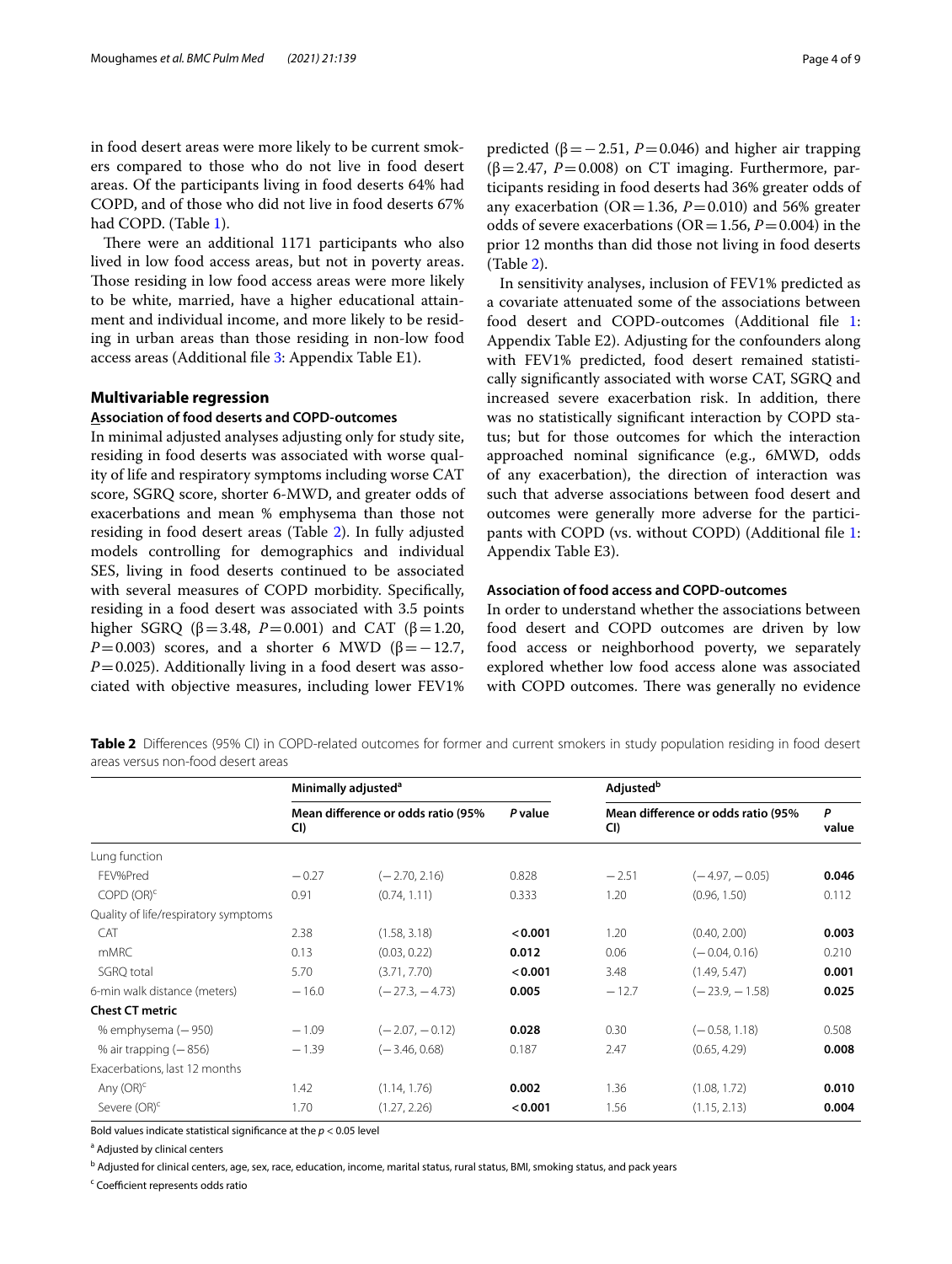in food desert areas were more likely to be current smokers compared to those who do not live in food desert areas. Of the participants living in food deserts 64% had COPD, and of those who did not live in food deserts 67% had COPD. (Table 1).

There were an additional 1171 participants who also lived in low food access areas, but not in poverty areas. Those residing in low food access areas were more likely to be white, married, have a higher educational attainment and individual income, and more likely to be residing in urban areas than those residing in non-low food access areas (Additional file 3: Appendix Table E1).

## Multivariable regression

### Association of food deserts and COPD-outcomes

In minimal adjusted analyses adjusting only for study site, residing in food deserts was associated with worse quality of life and respiratory symptoms including worse CAT score, SGRQ score, shorter 6-MWD, and greater odds of exacerbations and mean % emphysema than those not residing in food desert areas (Table 2). In fully adjusted models controlling for demographics and individual SES, living in food deserts continued to be associated with several measures of COPD morbidity. Specifically, residing in a food desert was associated with 3.5 points higher SGRQ ($\beta = 3.48$, $P = 0.001$) and CAT ($\beta = 1.20$, $P = 0.003$) scores, and a shorter 6 MWD ($\beta = -12.7$, $P = 0.025$). Additionally living in a food desert was associated with objective measures, including lower FEV1% predicted ($\beta = -2.51$, $P = 0.046$) and higher air trapping ($\beta = 2.47$, $P = 0.008$) on CT imaging. Furthermore, participants residing in food deserts had 36% greater odds of any exacerbation (OR = 1.36, $P = 0.010$) and 56% greater odds of severe exacerbations (OR = 1.56, $P = 0.004$) in the prior 12 months than did those not living in food deserts (Table 2).

In sensitivity analyses, inclusion of FEV1% predicted as a covariate attenuated some of the associations between food desert and COPD-outcomes (Additional file 1: Appendix Table E2). Adjusting for the confounders along with FEV1% predicted, food desert remained statistically significantly associated with worse CAT, SGRQ and increased severe exacerbation risk. In addition, there was no statistically significant interaction by COPD status; but for those outcomes for which the interaction approached nominal significance (e.g., 6MWD, odds of any exacerbation), the direction of interaction was such that adverse associations between food desert and outcomes were generally more adverse for the participants with COPD (vs. without COPD) (Additional file 1: Appendix Table E3).

### Association of food access and COPD-outcomes

In order to understand whether the associations between food desert and COPD outcomes are driven by low food access or neighborhood poverty, we separately explored whether low food access alone was associated with COPD outcomes. There was generally no evidence

**Table 2** Differences (95% CI) in COPD-related outcomes for former and current smokers in study population residing in food desert areas versus non-food desert areas

| | Minimally adjusted[a] | | | Adjusted[b] | | |
|---|---|---|---|---|---|---|
| | Mean difference or odds ratio (95% CI) | | P value | Mean difference or odds ratio (95% CI) | | P value |
| Lung function | | | | | | |
| FEV%Pred | −0.27 | (−2.70, 2.16) | 0.828 | −2.51 | (−4.97, −0.05) | **0.046** |
| COPD (OR)[c] | 0.91 | (0.74, 1.11) | 0.333 | 1.20 | (0.96, 1.50) | 0.112 |
| Quality of life/respiratory symptoms | | | | | | |
| CAT | 2.38 | (1.58, 3.18) | **<0.001** | 1.20 | (0.40, 2.00) | **0.003** |
| mMRC | 0.13 | (0.03, 0.22) | **0.012** | 0.06 | (−0.04, 0.16) | 0.210 |
| SGRQ total | 5.70 | (3.71, 7.70) | **<0.001** | 3.48 | (1.49, 5.47) | **0.001** |
| 6-min walk distance (meters) | −16.0 | (−27.3, −4.73) | **0.005** | −12.7 | (−23.9, −1.58) | **0.025** |
| **Chest CT metric** | | | | | | |
| % emphysema (−950) | −1.09 | (−2.07, −0.12) | **0.028** | 0.30 | (−0.58, 1.18) | 0.508 |
| % air trapping (−856) | −1.39 | (−3.46, 0.68) | 0.187 | 2.47 | (0.65, 4.29) | **0.008** |
| Exacerbations, last 12 months | | | | | | |
| Any (OR)[c] | 1.42 | (1.14, 1.76) | **0.002** | 1.36 | (1.08, 1.72) | **0.010** |
| Severe (OR)[c] | 1.70 | (1.27, 2.26) | **<0.001** | 1.56 | (1.15, 2.13) | **0.004** |

Bold values indicate statistical significance at the $p < 0.05$ level

[a] Adjusted by clinical centers

[b] Adjusted for clinical centers, age, sex, race, education, income, marital status, rural status, BMI, smoking status, and pack years

[c] Coefficient represents odds ratio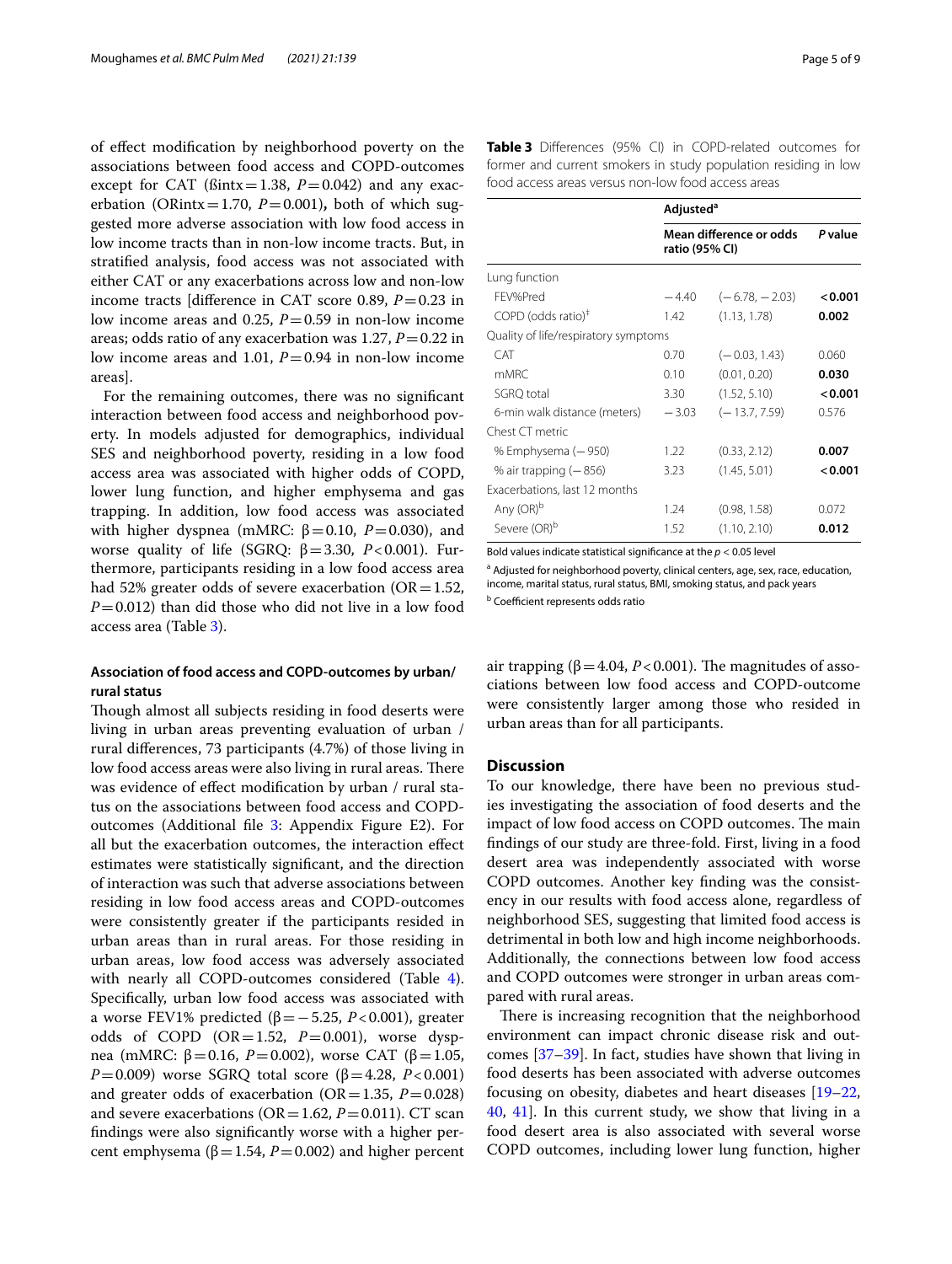of effect modification by neighborhood poverty on the associations between food access and COPD-outcomes except for CAT (ßintx = 1.38, $P = 0.042$) and any exacerbation (ORintx = 1.70, $P = 0.001$), both of which suggested more adverse association with low food access in low income tracts than in non-low income tracts. But, in stratified analysis, food access was not associated with either CAT or any exacerbations across low and non-low income tracts [difference in CAT score 0.89, $P = 0.23$ in low income areas and 0.25, $P = 0.59$ in non-low income areas; odds ratio of any exacerbation was 1.27, $P = 0.22$ in low income areas and 1.01, $P = 0.94$ in non-low income areas].

For the remaining outcomes, there was no significant interaction between food access and neighborhood poverty. In models adjusted for demographics, individual SES and neighborhood poverty, residing in a low food access area was associated with higher odds of COPD, lower lung function, and higher emphysema and gas trapping. In addition, low food access was associated with higher dyspnea (mMRC: $\beta = 0.10$, $P = 0.030$), and worse quality of life (SGRQ: $\beta = 3.30$, $P < 0.001$). Furthermore, participants residing in a low food access area had 52% greater odds of severe exacerbation (OR = 1.52, $P = 0.012$) than did those who did not live in a low food access area (Table 3).

**Table 3** Differences (95% CI) in COPD-related outcomes for former and current smokers in study population residing in low food access areas versus non-low food access areas

| | Adjusted[a] | | |
|---|---|---|---|
| | Mean difference or odds ratio (95% CI) | | P value |
| Lung function | | | |
| FEV%Pred | −4.40 | (−6.78, −2.03) | **<0.001** |
| COPD (odds ratio)[‡] | 1.42 | (1.13, 1.78) | **0.002** |
| Quality of life/respiratory symptoms | | | |
| CAT | 0.70 | (−0.03, 1.43) | 0.060 |
| mMRC | 0.10 | (0.01, 0.20) | **0.030** |
| SGRQ total | 3.30 | (1.52, 5.10) | **<0.001** |
| 6-min walk distance (meters) | −3.03 | (−13.7, 7.59) | 0.576 |
| Chest CT metric | | | |
| % Emphysema (−950) | 1.22 | (0.33, 2.12) | **0.007** |
| % air trapping (−856) | 3.23 | (1.45, 5.01) | **<0.001** |
| Exacerbations, last 12 months | | | |
| Any (OR)[b] | 1.24 | (0.98, 1.58) | 0.072 |
| Severe (OR)[b] | 1.52 | (1.10, 2.10) | **0.012** |

Bold values indicate statistical significance at the $p < 0.05$ level

[a] Adjusted for neighborhood poverty, clinical centers, age, sex, race, education, income, marital status, rural status, BMI, smoking status, and pack years

[b] Coefficient represents odds ratio

### Association of food access and COPD-outcomes by urban/rural status

Though almost all subjects residing in food deserts were living in urban areas preventing evaluation of urban / rural differences, 73 participants (4.7%) of those living in low food access areas were also living in rural areas. There was evidence of effect modification by urban / rural status on the associations between food access and COPD-outcomes (Additional file 3: Appendix Figure E2). For all but the exacerbation outcomes, the interaction effect estimates were statistically significant, and the direction of interaction was such that adverse associations between residing in low food access areas and COPD-outcomes were consistently greater if the participants resided in urban areas than in rural areas. For those residing in urban areas, low food access was adversely associated with nearly all COPD-outcomes considered (Table 4). Specifically, urban low food access was associated with a worse FEV1% predicted ($\beta = -5.25$, $P < 0.001$), greater odds of COPD (OR = 1.52, $P = 0.001$), worse dyspnea (mMRC: $\beta = 0.16$, $P = 0.002$), worse CAT ($\beta = 1.05$, $P = 0.009$) worse SGRQ total score ($\beta = 4.28$, $P < 0.001$) and greater odds of exacerbation (OR = 1.35, $P = 0.028$) and severe exacerbations (OR = 1.62, $P = 0.011$). CT scan findings were also significantly worse with a higher percent emphysema ($\beta = 1.54$, $P = 0.002$) and higher percent air trapping ($\beta = 4.04$, $P < 0.001$). The magnitudes of associations between low food access and COPD-outcome were consistently larger among those who resided in urban areas than for all participants.

## Discussion

To our knowledge, there have been no previous studies investigating the association of food deserts and the impact of low food access on COPD outcomes. The main findings of our study are three-fold. First, living in a food desert area was independently associated with worse COPD outcomes. Another key finding was the consistency in our results with food access alone, regardless of neighborhood SES, suggesting that limited food access is detrimental in both low and high income neighborhoods. Additionally, the connections between low food access and COPD outcomes were stronger in urban areas compared with rural areas.

There is increasing recognition that the neighborhood environment can impact chronic disease risk and outcomes [37–39]. In fact, studies have shown that living in food deserts has been associated with adverse outcomes focusing on obesity, diabetes and heart diseases [19–22, 40, 41]. In this current study, we show that living in a food desert area is also associated with several worse COPD outcomes, including lower lung function, higher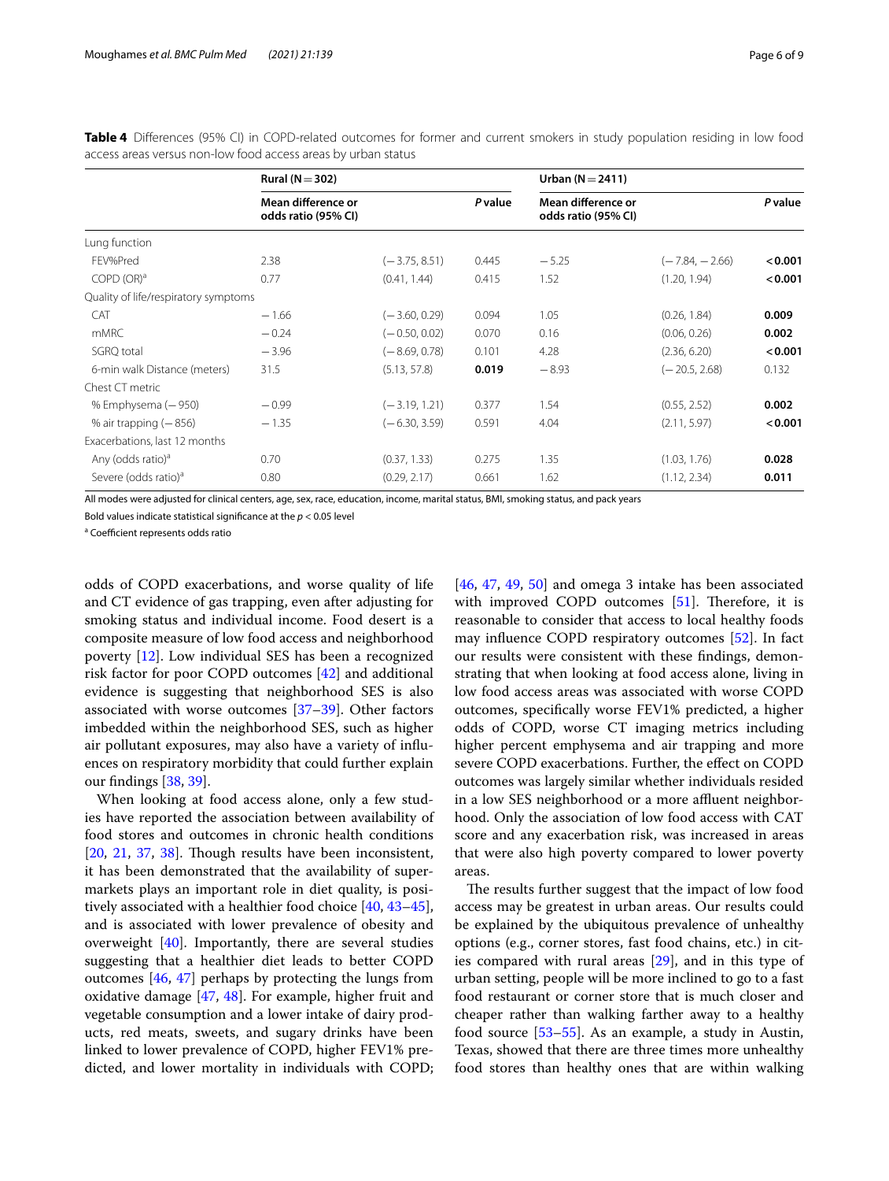**Table 4** Differences (95% CI) in COPD-related outcomes for former and current smokers in study population residing in low food access areas versus non-low food access areas by urban status

| | Rural (N = 302) | | | Urban (N = 2411) | | |
|---|---|---|---|---|---|---|
| | Mean difference or odds ratio (95% CI) | | *P* value | Mean difference or odds ratio (95% CI) | | *P* value |
| Lung function | | | | | | |
| FEV%Pred | 2.38 | (−3.75, 8.51) | 0.445 | −5.25 | (−7.84, −2.66) | **<0.001** |
| COPD (OR)[a] | 0.77 | (0.41, 1.44) | 0.415 | 1.52 | (1.20, 1.94) | **<0.001** |
| Quality of life/respiratory symptoms | | | | | | |
| CAT | −1.66 | (−3.60, 0.29) | 0.094 | 1.05 | (0.26, 1.84) | **0.009** |
| mMRC | −0.24 | (−0.50, 0.02) | 0.070 | 0.16 | (0.06, 0.26) | **0.002** |
| SGRQ total | −3.96 | (−8.69, 0.78) | 0.101 | 4.28 | (2.36, 6.20) | **<0.001** |
| 6-min walk Distance (meters) | 31.5 | (5.13, 57.8) | **0.019** | −8.93 | (−20.5, 2.68) | 0.132 |
| Chest CT metric | | | | | | |
| % Emphysema (−950) | −0.99 | (−3.19, 1.21) | 0.377 | 1.54 | (0.55, 2.52) | **0.002** |
| % air trapping (−856) | −1.35 | (−6.30, 3.59) | 0.591 | 4.04 | (2.11, 5.97) | **<0.001** |
| Exacerbations, last 12 months | | | | | | |
| Any (odds ratio)[a] | 0.70 | (0.37, 1.33) | 0.275 | 1.35 | (1.03, 1.76) | **0.028** |
| Severe (odds ratio)[a] | 0.80 | (0.29, 2.17) | 0.661 | 1.62 | (1.12, 2.34) | **0.011** |

All modes were adjusted for clinical centers, age, sex, race, education, income, marital status, BMI, smoking status, and pack years

Bold values indicate statistical significance at the $p < 0.05$ level

[a] Coefficient represents odds ratio

odds of COPD exacerbations, and worse quality of life and CT evidence of gas trapping, even after adjusting for smoking status and individual income. Food desert is a composite measure of low food access and neighborhood poverty [12]. Low individual SES has been a recognized risk factor for poor COPD outcomes [42] and additional evidence is suggesting that neighborhood SES is also associated with worse outcomes [37–39]. Other factors imbedded within the neighborhood SES, such as higher air pollutant exposures, may also have a variety of influences on respiratory morbidity that could further explain our findings [38, 39].

When looking at food access alone, only a few studies have reported the association between availability of food stores and outcomes in chronic health conditions [20, 21, 37, 38]. Though results have been inconsistent, it has been demonstrated that the availability of supermarkets plays an important role in diet quality, is positively associated with a healthier food choice [40, 43–45], and is associated with lower prevalence of obesity and overweight [40]. Importantly, there are several studies suggesting that a healthier diet leads to better COPD outcomes [46, 47] perhaps by protecting the lungs from oxidative damage [47, 48]. For example, higher fruit and vegetable consumption and a lower intake of dairy products, red meats, sweets, and sugary drinks have been linked to lower prevalence of COPD, higher FEV1% predicted, and lower mortality in individuals with COPD; [46, 47, 49, 50] and omega 3 intake has been associated with improved COPD outcomes [51]. Therefore, it is reasonable to consider that access to local healthy foods may influence COPD respiratory outcomes [52]. In fact our results were consistent with these findings, demonstrating that when looking at food access alone, living in low food access areas was associated with worse COPD outcomes, specifically worse FEV1% predicted, a higher odds of COPD, worse CT imaging metrics including higher percent emphysema and air trapping and more severe COPD exacerbations. Further, the effect on COPD outcomes was largely similar whether individuals resided in a low SES neighborhood or a more affluent neighborhood. Only the association of low food access with CAT score and any exacerbation risk, was increased in areas that were also high poverty compared to lower poverty areas.

The results further suggest that the impact of low food access may be greatest in urban areas. Our results could be explained by the ubiquitous prevalence of unhealthy options (e.g., corner stores, fast food chains, etc.) in cities compared with rural areas [29], and in this type of urban setting, people will be more inclined to go to a fast food restaurant or corner store that is much closer and cheaper rather than walking farther away to a healthy food source [53–55]. As an example, a study in Austin, Texas, showed that there are three times more unhealthy food stores than healthy ones that are within walking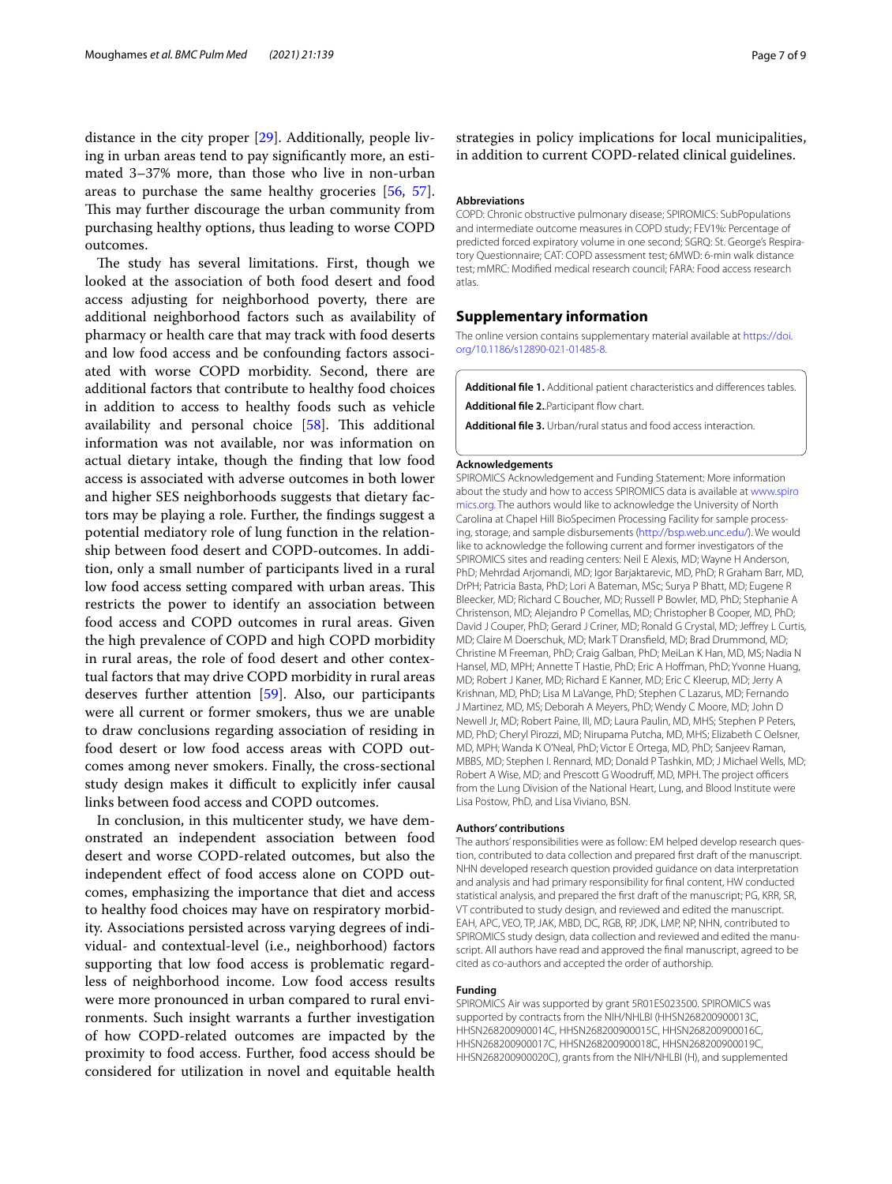distance in the city proper [29]. Additionally, people living in urban areas tend to pay significantly more, an estimated 3–37% more, than those who live in non-urban areas to purchase the same healthy groceries [56, 57]. This may further discourage the urban community from purchasing healthy options, thus leading to worse COPD outcomes.

The study has several limitations. First, though we looked at the association of both food desert and food access adjusting for neighborhood poverty, there are additional neighborhood factors such as availability of pharmacy or health care that may track with food deserts and low food access and be confounding factors associated with worse COPD morbidity. Second, there are additional factors that contribute to healthy food choices in addition to access to healthy foods such as vehicle availability and personal choice [58]. This additional information was not available, nor was information on actual dietary intake, though the finding that low food access is associated with adverse outcomes in both lower and higher SES neighborhoods suggests that dietary factors may be playing a role. Further, the findings suggest a potential mediatory role of lung function in the relationship between food desert and COPD-outcomes. In addition, only a small number of participants lived in a rural low food access setting compared with urban areas. This restricts the power to identify an association between food access and COPD outcomes in rural areas. Given the high prevalence of COPD and high COPD morbidity in rural areas, the role of food desert and other contextual factors that may drive COPD morbidity in rural areas deserves further attention [59]. Also, our participants were all current or former smokers, thus we are unable to draw conclusions regarding association of residing in food desert or low food access areas with COPD outcomes among never smokers. Finally, the cross-sectional study design makes it difficult to explicitly infer causal links between food access and COPD outcomes.

In conclusion, in this multicenter study, we have demonstrated an independent association between food desert and worse COPD-related outcomes, but also the independent effect of food access alone on COPD outcomes, emphasizing the importance that diet and access to healthy food choices may have on respiratory morbidity. Associations persisted across varying degrees of individual- and contextual-level (i.e., neighborhood) factors supporting that low food access is problematic regardless of neighborhood income. Low food access results were more pronounced in urban compared to rural environments. Such insight warrants a further investigation of how COPD-related outcomes are impacted by the proximity to food access. Further, food access should be considered for utilization in novel and equitable health strategies in policy implications for local municipalities, in addition to current COPD-related clinical guidelines.

#### Abbreviations

COPD: Chronic obstructive pulmonary disease; SPIROMICS: SubPopulations and intermediate outcome measures in COPD study; FEV1%: Percentage of predicted forced expiratory volume in one second; SGRQ: St. George's Respiratory Questionnaire; CAT: COPD assessment test; 6MWD: 6-min walk distance test; mMRC: Modified medical research council; FARA: Food access research atlas.

## Supplementary information

The online version contains supplementary material available at https://doi.org/10.1186/s12890-021-01485-8.

**Additional file 1.** Additional patient characteristics and differences tables.

**Additional file 2.** Participant flow chart.

**Additional file 3.** Urban/rural status and food access interaction.

#### Acknowledgements

SPIROMICS Acknowledgement and Funding Statement: More information about the study and how to access SPIROMICS data is available at www.spiromics.org. The authors would like to acknowledge the University of North Carolina at Chapel Hill BioSpecimen Processing Facility for sample processing, storage, and sample disbursements (http://bsp.web.unc.edu/). We would like to acknowledge the following current and former investigators of the SPIROMICS sites and reading centers: Neil E Alexis, MD; Wayne H Anderson, PhD; Mehrdad Arjomandi, MD; Igor Barjaktarevic, MD, PhD; R Graham Barr, MD, DrPH; Patricia Basta, PhD; Lori A Bateman, MSc; Surya P Bhatt, MD; Eugene R Bleecker, MD; Richard C Boucher, MD; Russell P Bowler, MD, PhD; Stephanie A Christenson, MD; Alejandro P Comellas, MD; Christopher B Cooper, MD, PhD; David J Couper, PhD; Gerard J Criner, MD; Ronald G Crystal, MD; Jeffrey L Curtis, MD; Claire M Doerschuk, MD; Mark T Dransfield, MD; Brad Drummond, MD; Christine M Freeman, PhD; Craig Galban, PhD; MeiLan K Han, MD, MS; Nadia N Hansel, MD, MPH; Annette T Hastie, PhD; Eric A Hoffman, PhD; Yvonne Huang, MD; Robert J Kaner, MD; Richard E Kanner, MD; Eric C Kleerup, MD; Jerry A Krishnan, MD, PhD; Lisa M LaVange, PhD; Stephen C Lazarus, MD; Fernando J Martinez, MD, MS; Deborah A Meyers, PhD; Wendy C Moore, MD; John D Newell Jr, MD; Robert Paine, III, MD; Laura Paulin, MD, MHS; Stephen P Peters, MD, PhD; Cheryl Pirozzi, MD; Nirupama Putcha, MD, MHS; Elizabeth C Oelsner, MD, MPH; Wanda K O'Neal, PhD; Victor E Ortega, MD, PhD; Sanjeev Raman, MBBS, MD; Stephen I. Rennard, MD; Donald P Tashkin, MD; J Michael Wells, MD; Robert A Wise, MD; and Prescott G Woodruff, MD, MPH. The project officers from the Lung Division of the National Heart, Lung, and Blood Institute were Lisa Postow, PhD, and Lisa Viviano, BSN.

#### Authors' contributions

The authors' responsibilities were as follow: EM helped develop research question, contributed to data collection and prepared first draft of the manuscript. NHN developed research question provided guidance on data interpretation and analysis and had primary responsibility for final content, HW conducted statistical analysis, and prepared the first draft of the manuscript; PG, KRR, SR, VT contributed to study design, and reviewed and edited the manuscript. EAH, APC, VEO, TP, JAK, MBD, DC, RGB, RP, JDK, LMP, NP, NHN, contributed to SPIROMICS study design, data collection and reviewed and edited the manuscript. All authors have read and approved the final manuscript, agreed to be cited as co-authors and accepted the order of authorship.

#### Funding

SPIROMICS Air was supported by grant 5R01ES023500. SPIROMICS was supported by contracts from the NIH/NHLBI (HHSN268200900013C, HHSN268200900014C, HHSN268200900015C, HHSN268200900016C, HHSN268200900017C, HHSN268200900018C, HHSN268200900019C, HHSN268200900020C), grants from the NIH/NHLBI (H), and supplemented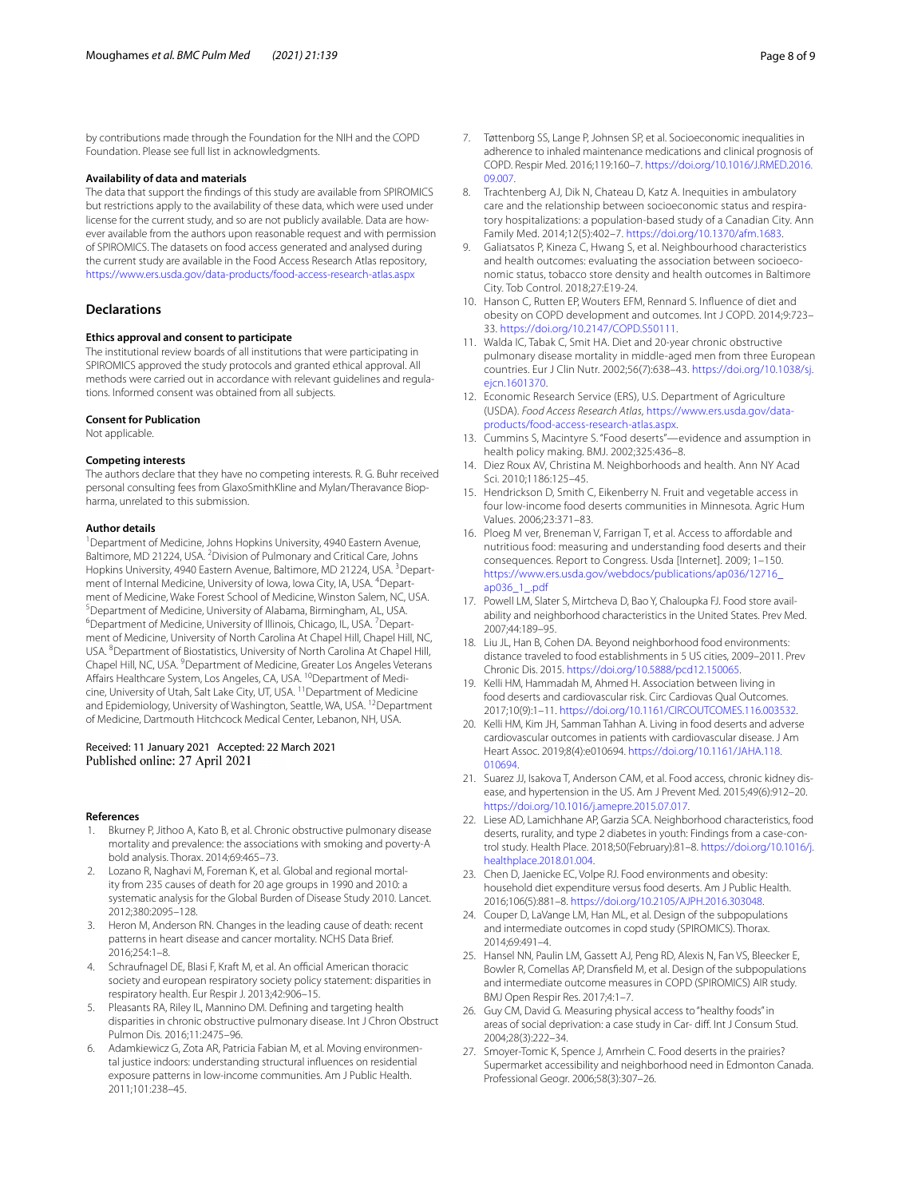by contributions made through the Foundation for the NIH and the COPD Foundation. Please see full list in acknowledgments.

#### Availability of data and materials

The data that support the findings of this study are available from SPIROMICS but restrictions apply to the availability of these data, which were used under license for the current study, and so are not publicly available. Data are however available from the authors upon reasonable request and with permission of SPIROMICS. The datasets on food access generated and analysed during the current study are available in the Food Access Research Atlas repository, https://www.ers.usda.gov/data-products/food-access-research-atlas.aspx

## Declarations

#### Ethics approval and consent to participate

The institutional review boards of all institutions that were participating in SPIROMICS approved the study protocols and granted ethical approval. All methods were carried out in accordance with relevant guidelines and regulations. Informed consent was obtained from all subjects.

#### Consent for Publication

Not applicable.

#### Competing interests

The authors declare that they have no competing interests. R. G. Buhr received personal consulting fees from GlaxoSmithKline and Mylan/Theravance Biopharma, unrelated to this submission.

#### Author details

[1]Department of Medicine, Johns Hopkins University, 4940 Eastern Avenue, Baltimore, MD 21224, USA. [2]Division of Pulmonary and Critical Care, Johns Hopkins University, 4940 Eastern Avenue, Baltimore, MD 21224, USA. [3]Department of Internal Medicine, University of Iowa, Iowa City, IA, USA. [4]Department of Medicine, Wake Forest School of Medicine, Winston Salem, NC, USA. [5]Department of Medicine, University of Alabama, Birmingham, AL, USA. [6]Department of Medicine, University of Illinois, Chicago, IL, USA. [7]Department of Medicine, University of North Carolina At Chapel Hill, Chapel Hill, NC, USA. [8]Department of Biostatistics, University of North Carolina At Chapel Hill, Chapel Hill, NC, USA. [9]Department of Medicine, Greater Los Angeles Veterans Affairs Healthcare System, Los Angeles, CA, USA. [10]Department of Medicine, University of Utah, Salt Lake City, UT, USA. [11]Department of Medicine and Epidemiology, University of Washington, Seattle, WA, USA. [12]Department of Medicine, Dartmouth Hitchcock Medical Center, Lebanon, NH, USA.

Received: 11 January 2021 Accepted: 22 March 2021
Published online: 27 April 2021

#### References

1. Bkurney P, Jithoo A, Kato B, et al. Chronic obstructive pulmonary disease mortality and prevalence: the associations with smoking and poverty-A bold analysis. Thorax. 2014;69:465–73.
2. Lozano R, Naghavi M, Foreman K, et al. Global and regional mortality from 235 causes of death for 20 age groups in 1990 and 2010: a systematic analysis for the Global Burden of Disease Study 2010. Lancet. 2012;380:2095–128.
3. Heron M, Anderson RN. Changes in the leading cause of death: recent patterns in heart disease and cancer mortality. NCHS Data Brief. 2016;254:1–8.
4. Schraufnagel DE, Blasi F, Kraft M, et al. An official American thoracic society and european respiratory society policy statement: disparities in respiratory health. Eur Respir J. 2013;42:906–15.
5. Pleasants RA, Riley IL, Mannino DM. Defining and targeting health disparities in chronic obstructive pulmonary disease. Int J Chron Obstruct Pulmon Dis. 2016;11:2475–96.
6. Adamkiewicz G, Zota AR, Patricia Fabian M, et al. Moving environmental justice indoors: understanding structural influences on residential exposure patterns in low-income communities. Am J Public Health. 2011;101:238–45.
7. Tøttenborg SS, Lange P, Johnsen SP, et al. Socioeconomic inequalities in adherence to inhaled maintenance medications and clinical prognosis of COPD. Respir Med. 2016;119:160–7. https://doi.org/10.1016/J.RMED.2016.09.007.
8. Trachtenberg AJ, Dik N, Chateau D, Katz A. Inequities in ambulatory care and the relationship between socioeconomic status and respiratory hospitalizations: a population-based study of a Canadian City. Ann Family Med. 2014;12(5):402–7. https://doi.org/10.1370/afm.1683.
9. Galiatsatos P, Kineza C, Hwang S, et al. Neighbourhood characteristics and health outcomes: evaluating the association between socioeconomic status, tobacco store density and health outcomes in Baltimore City. Tob Control. 2018;27:E19-24.
10. Hanson C, Rutten EP, Wouters EFM, Rennard S. Influence of diet and obesity on COPD development and outcomes. Int J COPD. 2014;9:723–33. https://doi.org/10.2147/COPD.S50111.
11. Walda IC, Tabak C, Smit HA. Diet and 20-year chronic obstructive pulmonary disease mortality in middle-aged men from three European countries. Eur J Clin Nutr. 2002;56(7):638–43. https://doi.org/10.1038/sj.ejcn.1601370.
12. Economic Research Service (ERS), U.S. Department of Agriculture (USDA). *Food Access Research Atlas*, https://www.ers.usda.gov/data-products/food-access-research-atlas.aspx.
13. Cummins S, Macintyre S. "Food deserts"—evidence and assumption in health policy making. BMJ. 2002;325:436–8.
14. Diez Roux AV, Christina M. Neighborhoods and health. Ann NY Acad Sci. 2010;1186:125–45.
15. Hendrickson D, Smith C, Eikenberry N. Fruit and vegetable access in four low-income food deserts communities in Minnesota. Agric Hum Values. 2006;23:371–83.
16. Ploeg M ver, Breneman V, Farrigan T, et al. Access to affordable and nutritious food: measuring and understanding food deserts and their consequences. Report to Congress. Usda [Internet]. 2009; 1–150. https://www.ers.usda.gov/webdocs/publications/ap036/12716_ap036_1_.pdf
17. Powell LM, Slater S, Mirtcheva D, Bao Y, Chaloupka FJ. Food store availability and neighborhood characteristics in the United States. Prev Med. 2007;44:189–95.
18. Liu JL, Han B, Cohen DA. Beyond neighborhood food environments: distance traveled to food establishments in 5 US cities, 2009–2011. Prev Chronic Dis. 2015. https://doi.org/10.5888/pcd12.150065.
19. Kelli HM, Hammadah M, Ahmed H. Association between living in food deserts and cardiovascular risk. Circ Cardiovas Qual Outcomes. 2017;10(9):1–11. https://doi.org/10.1161/CIRCOUTCOMES.116.003532.
20. Kelli HM, Kim JH, Samman Tahhan A. Living in food deserts and adverse cardiovascular outcomes in patients with cardiovascular disease. J Am Heart Assoc. 2019;8(4):e010694. https://doi.org/10.1161/JAHA.118.010694.
21. Suarez JJ, Isakova T, Anderson CAM, et al. Food access, chronic kidney disease, and hypertension in the US. Am J Prevent Med. 2015;49(6):912–20. https://doi.org/10.1016/j.amepre.2015.07.017.
22. Liese AD, Lamichhane AP, Garzia SCA. Neighborhood characteristics, food deserts, rurality, and type 2 diabetes in youth: Findings from a case-control study. Health Place. 2018;50(February):81–8. https://doi.org/10.1016/j.healthplace.2018.01.004.
23. Chen D, Jaenicke EC, Volpe RJ. Food environments and obesity: household diet expenditure versus food deserts. Am J Public Health. 2016;106(5):881–8. https://doi.org/10.2105/AJPH.2016.303048.
24. Couper D, LaVange LM, Han ML, et al. Design of the subpopulations and intermediate outcomes in copd study (SPIROMICS). Thorax. 2014;69:491–4.
25. Hansel NN, Paulin LM, Gassett AJ, Peng RD, Alexis N, Fan VS, Bleecker E, Bowler R, Comellas AP, Dransfield M, et al. Design of the subpopulations and intermediate outcome measures in COPD (SPIROMICS) AIR study. BMJ Open Respir Res. 2017;4:1–7.
26. Guy CM, David G. Measuring physical access to "healthy foods" in areas of social deprivation: a case study in Car- diff. Int J Consum Stud. 2004;28(3):222–34.
27. Smoyer-Tomic K, Spence J, Amrhein C. Food deserts in the prairies? Supermarket accessibility and neighborhood need in Edmonton Canada. Professional Geogr. 2006;58(3):307–26.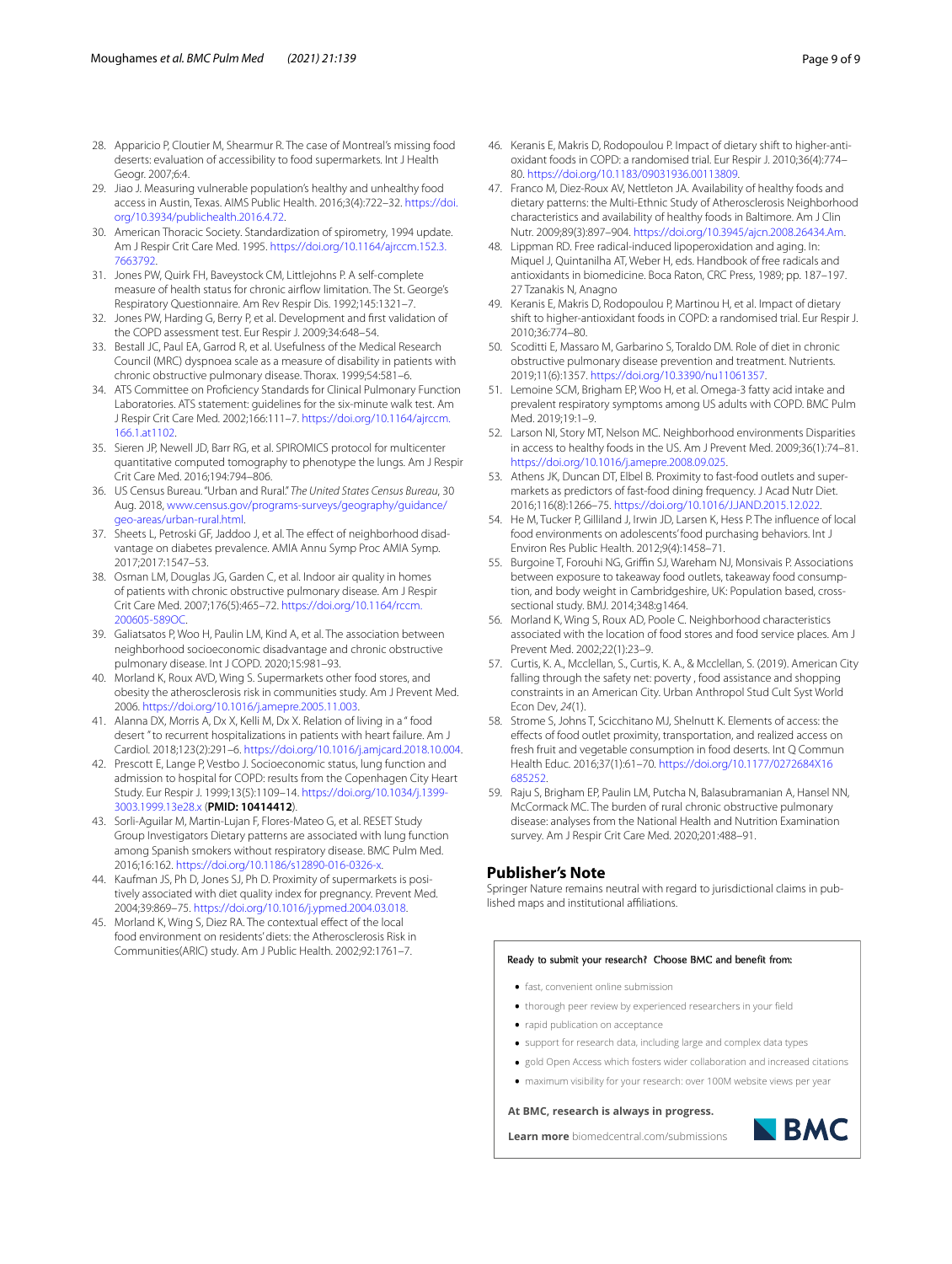28. Apparicio P, Cloutier M, Shearmur R. The case of Montreal's missing food deserts: evaluation of accessibility to food supermarkets. Int J Health Geogr. 2007;6:4.
29. Jiao J. Measuring vulnerable population's healthy and unhealthy food access in Austin, Texas. AIMS Public Health. 2016;3(4):722–32. https://doi.org/10.3934/publichealth.2016.4.72.
30. American Thoracic Society. Standardization of spirometry, 1994 update. Am J Respir Crit Care Med. 1995. https://doi.org/10.1164/ajrccm.152.3.7663792.
31. Jones PW, Quirk FH, Baveystock CM, Littlejohns P. A self-complete measure of health status for chronic airflow limitation. The St. George's Respiratory Questionnaire. Am Rev Respir Dis. 1992;145:1321–7.
32. Jones PW, Harding G, Berry P, et al. Development and first validation of the COPD assessment test. Eur Respir J. 2009;34:648–54.
33. Bestall JC, Paul EA, Garrod R, et al. Usefulness of the Medical Research Council (MRC) dyspnoea scale as a measure of disability in patients with chronic obstructive pulmonary disease. Thorax. 1999;54:581–6.
34. ATS Committee on Proficiency Standards for Clinical Pulmonary Function Laboratories. ATS statement: guidelines for the six-minute walk test. Am J Respir Crit Care Med. 2002;166:111–7. https://doi.org/10.1164/ajrccm.166.1.at1102.
35. Sieren JP, Newell JD, Barr RG, et al. SPIROMICS protocol for multicenter quantitative computed tomography to phenotype the lungs. Am J Respir Crit Care Med. 2016;194:794–806.
36. US Census Bureau. "Urban and Rural." *The United States Census Bureau*, 30 Aug. 2018, www.census.gov/programs-surveys/geography/guidance/geo-areas/urban-rural.html.
37. Sheets L, Petroski GF, Jaddoo J, et al. The effect of neighborhood disadvantage on diabetes prevalence. AMIA Annu Symp Proc AMIA Symp. 2017;2017:1547–53.
38. Osman LM, Douglas JG, Garden C, et al. Indoor air quality in homes of patients with chronic obstructive pulmonary disease. Am J Respir Crit Care Med. 2007;176(5):465–72. https://doi.org/10.1164/rccm.200605-589OC.
39. Galiatsatos P, Woo H, Paulin LM, Kind A, et al. The association between neighborhood socioeconomic disadvantage and chronic obstructive pulmonary disease. Int J COPD. 2020;15:981–93.
40. Morland K, Roux AVD, Wing S. Supermarkets other food stores, and obesity the atherosclerosis risk in communities study. Am J Prevent Med. 2006. https://doi.org/10.1016/j.amepre.2005.11.003.
41. Alanna DX, Morris A, Dx X, Kelli M, Dx X. Relation of living in a " food desert " to recurrent hospitalizations in patients with heart failure. Am J Cardiol. 2018;123(2):291–6. https://doi.org/10.1016/j.amjcard.2018.10.004.
42. Prescott E, Lange P, Vestbo J. Socioeconomic status, lung function and admission to hospital for COPD: results from the Copenhagen City Heart Study. Eur Respir J. 1999;13(5):1109–14. https://doi.org/10.1034/j.1399-3003.1999.13e28.x (**PMID: 10414412**).
43. Sorli-Aguilar M, Martin-Lujan F, Flores-Mateo G, et al. RESET Study Group Investigators Dietary patterns are associated with lung function among Spanish smokers without respiratory disease. BMC Pulm Med. 2016;16:162. https://doi.org/10.1186/s12890-016-0326-x.
44. Kaufman JS, Ph D, Jones SJ, Ph D. Proximity of supermarkets is positively associated with diet quality index for pregnancy. Prevent Med. 2004;39:869–75. https://doi.org/10.1016/j.ypmed.2004.03.018.
45. Morland K, Wing S, Diez RA. The contextual effect of the local food environment on residents' diets: the Atherosclerosis Risk in Communities(ARIC) study. Am J Public Health. 2002;92:1761–7.
46. Keranis E, Makris D, Rodopoulou P. Impact of dietary shift to higher-antioxidant foods in COPD: a randomised trial. Eur Respir J. 2010;36(4):774–80. https://doi.org/10.1183/09031936.00113809.
47. Franco M, Diez-Roux AV, Nettleton JA. Availability of healthy foods and dietary patterns: the Multi-Ethnic Study of Atherosclerosis Neighborhood characteristics and availability of healthy foods in Baltimore. Am J Clin Nutr. 2009;89(3):897–904. https://doi.org/10.3945/ajcn.2008.26434.Am.
48. Lippman RD. Free radical-induced lipoperoxidation and aging. In: Miquel J, Quintanilha AT, Weber H, eds. Handbook of free radicals and antioxidants in biomedicine. Boca Raton, CRC Press, 1989; pp. 187–197. 27 Tzanakis N, Anagno
49. Keranis E, Makris D, Rodopoulou P, Martinou H, et al. Impact of dietary shift to higher-antioxidant foods in COPD: a randomised trial. Eur Respir J. 2010;36:774–80.
50. Scoditti E, Massaro M, Garbarino S, Toraldo DM. Role of diet in chronic obstructive pulmonary disease prevention and treatment. Nutrients. 2019;11(6):1357. https://doi.org/10.3390/nu11061357.
51. Lemoine SCM, Brigham EP, Woo H, et al. Omega-3 fatty acid intake and prevalent respiratory symptoms among US adults with COPD. BMC Pulm Med. 2019;19:1–9.
52. Larson NI, Story MT, Nelson MC. Neighborhood environments Disparities in access to healthy foods in the US. Am J Prevent Med. 2009;36(1):74–81. https://doi.org/10.1016/j.amepre.2008.09.025.
53. Athens JK, Duncan DT, Elbel B. Proximity to fast-food outlets and supermarkets as predictors of fast-food dining frequency. J Acad Nutr Diet. 2016;116(8):1266–75. https://doi.org/10.1016/J.JAND.2015.12.022.
54. He M, Tucker P, Gilliland J, Irwin JD, Larsen K, Hess P. The influence of local food environments on adolescents' food purchasing behaviors. Int J Environ Res Public Health. 2012;9(4):1458–71.
55. Burgoine T, Forouhi NG, Griffin SJ, Wareham NJ, Monsivais P. Associations between exposure to takeaway food outlets, takeaway food consumption, and body weight in Cambridgeshire, UK: Population based, cross-sectional study. BMJ. 2014;348:g1464.
56. Morland K, Wing S, Roux AD, Poole C. Neighborhood characteristics associated with the location of food stores and food service places. Am J Prevent Med. 2002;22(1):23–9.
57. Curtis, K. A., Mcclellan, S., Curtis, K. A., & Mcclellan, S. (2019). American City falling through the safety net: poverty , food assistance and shopping constraints in an American City. Urban Anthropol Stud Cult Syst World Econ Dev, *24*(1).
58. Strome S, Johns T, Scicchitano MJ, Shelnutt K. Elements of access: the effects of food outlet proximity, transportation, and realized access on fresh fruit and vegetable consumption in food deserts. Int Q Commun Health Educ. 2016;37(1):61–70. https://doi.org/10.1177/0272684X16685252.
59. Raju S, Brigham EP, Paulin LM, Putcha N, Balasubramanian A, Hansel NN, McCormack MC. The burden of rural chronic obstructive pulmonary disease: analyses from the National Health and Nutrition Examination survey. Am J Respir Crit Care Med. 2020;201:488–91.

## Publisher's Note

Springer Nature remains neutral with regard to jurisdictional claims in published maps and institutional affiliations.

Ready to submit your research? Choose BMC and benefit from:

- fast, convenient online submission
- thorough peer review by experienced researchers in your field
- rapid publication on acceptance
- support for research data, including large and complex data types
- gold Open Access which fosters wider collaboration and increased citations
- maximum visibility for your research: over 100M website views per year

**At BMC, research is always in progress.**

**Learn more** biomedcentral.com/submissions

BMC